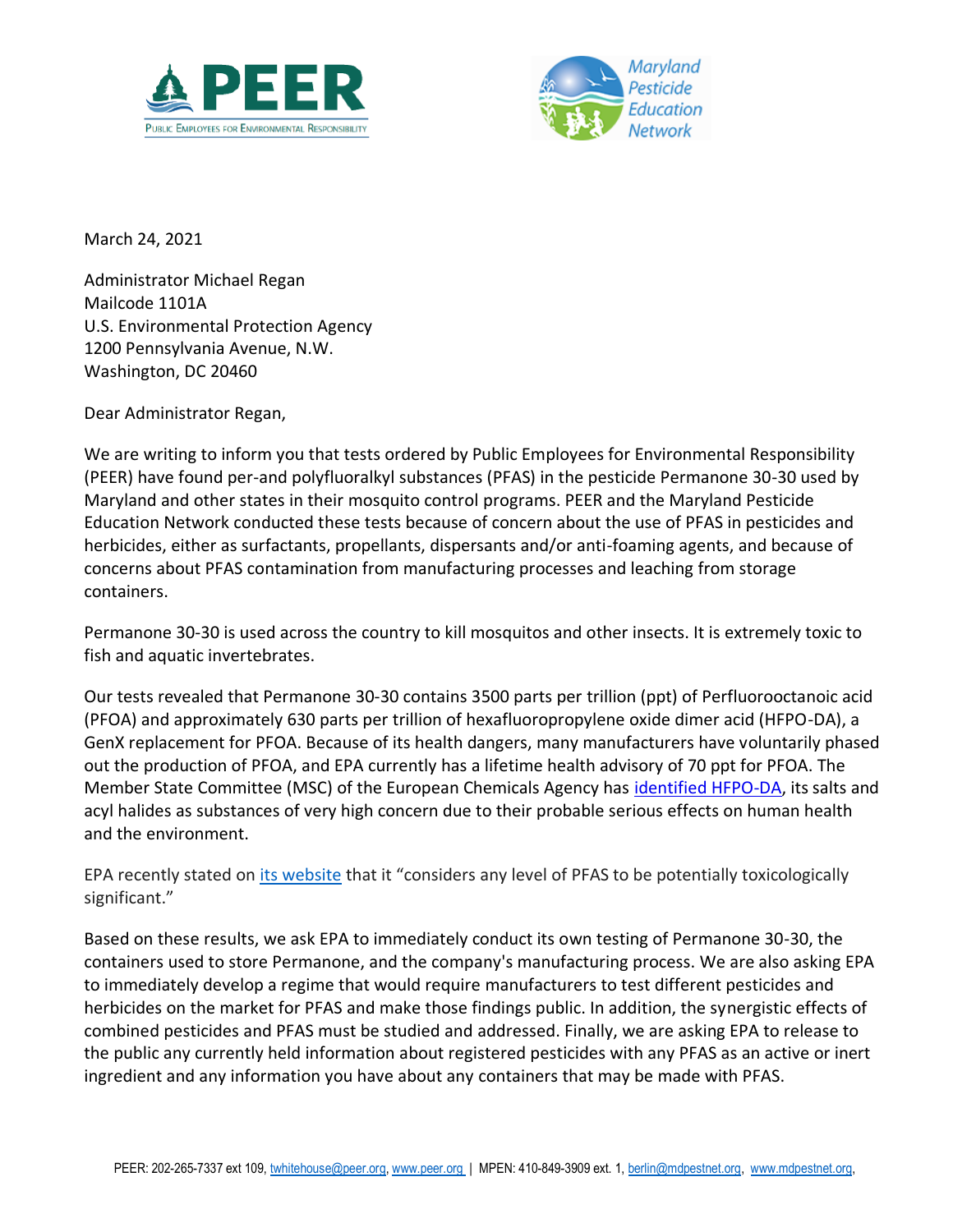PEER
Public Employees for Environmental Responsibility

Maryland Pesticide Education Network

March 24, 2021

Administrator Michael Regan
Mailcode 1101A
U.S. Environmental Protection Agency
1200 Pennsylvania Avenue, N.W.
Washington, DC 20460

Dear Administrator Regan,

We are writing to inform you that tests ordered by Public Employees for Environmental Responsibility (PEER) have found per-and polyfluoralkyl substances (PFAS) in the pesticide Permanone 30-30 used by Maryland and other states in their mosquito control programs. PEER and the Maryland Pesticide Education Network conducted these tests because of concern about the use of PFAS in pesticides and herbicides, either as surfactants, propellants, dispersants and/or anti-foaming agents, and because of concerns about PFAS contamination from manufacturing processes and leaching from storage containers.

Permanone 30-30 is used across the country to kill mosquitos and other insects. It is extremely toxic to fish and aquatic invertebrates.

Our tests revealed that Permanone 30-30 contains 3500 parts per trillion (ppt) of Perfluorooctanoic acid (PFOA) and approximately 630 parts per trillion of hexafluoropropylene oxide dimer acid (HFPO-DA), a GenX replacement for PFOA. Because of its health dangers, many manufacturers have voluntarily phased out the production of PFOA, and EPA currently has a lifetime health advisory of 70 ppt for PFOA. The Member State Committee (MSC) of the European Chemicals Agency has [identified HFPO-DA](), its salts and acyl halides as substances of very high concern due to their probable serious effects on human health and the environment.

EPA recently stated on [its website]() that it "considers any level of PFAS to be potentially toxicologically significant."

Based on these results, we ask EPA to immediately conduct its own testing of Permanone 30-30, the containers used to store Permanone, and the company's manufacturing process. We are also asking EPA to immediately develop a regime that would require manufacturers to test different pesticides and herbicides on the market for PFAS and make those findings public. In addition, the synergistic effects of combined pesticides and PFAS must be studied and addressed. Finally, we are asking EPA to release to the public any currently held information about registered pesticides with any PFAS as an active or inert ingredient and any information you have about any containers that may be made with PFAS.

PEER: 202-265-7337 ext 109, twhitehouse@peer.org, www.peer.org | MPEN: 410-849-3909 ext. 1, berlin@mdpestnet.org, www.mdpestnet.org,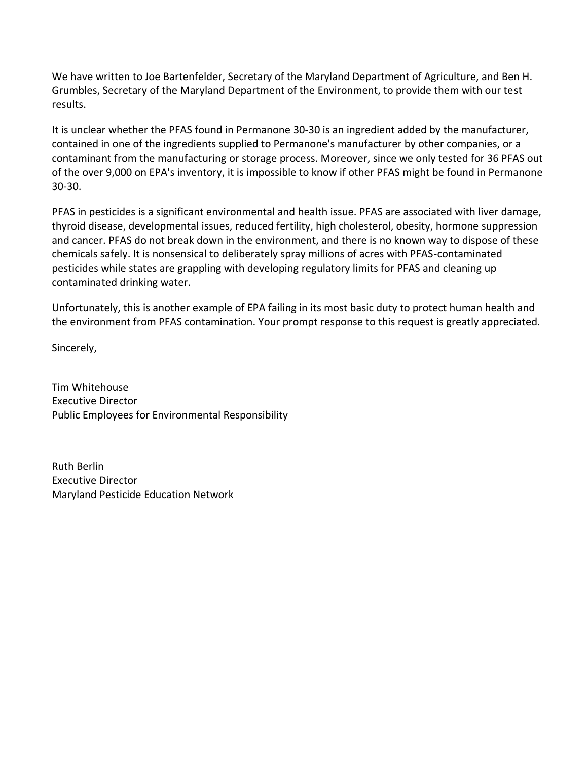We have written to Joe Bartenfelder, Secretary of the Maryland Department of Agriculture, and Ben H. Grumbles, Secretary of the Maryland Department of the Environment, to provide them with our test results.

It is unclear whether the PFAS found in Permanone 30-30 is an ingredient added by the manufacturer, contained in one of the ingredients supplied to Permanone's manufacturer by other companies, or a contaminant from the manufacturing or storage process. Moreover, since we only tested for 36 PFAS out of the over 9,000 on EPA's inventory, it is impossible to know if other PFAS might be found in Permanone 30-30.

PFAS in pesticides is a significant environmental and health issue. PFAS are associated with liver damage, thyroid disease, developmental issues, reduced fertility, high cholesterol, obesity, hormone suppression and cancer. PFAS do not break down in the environment, and there is no known way to dispose of these chemicals safely. It is nonsensical to deliberately spray millions of acres with PFAS-contaminated pesticides while states are grappling with developing regulatory limits for PFAS and cleaning up contaminated drinking water.

Unfortunately, this is another example of EPA failing in its most basic duty to protect human health and the environment from PFAS contamination. Your prompt response to this request is greatly appreciated.

Sincerely,

Tim Whitehouse
Executive Director
Public Employees for Environmental Responsibility

Ruth Berlin
Executive Director
Maryland Pesticide Education Network